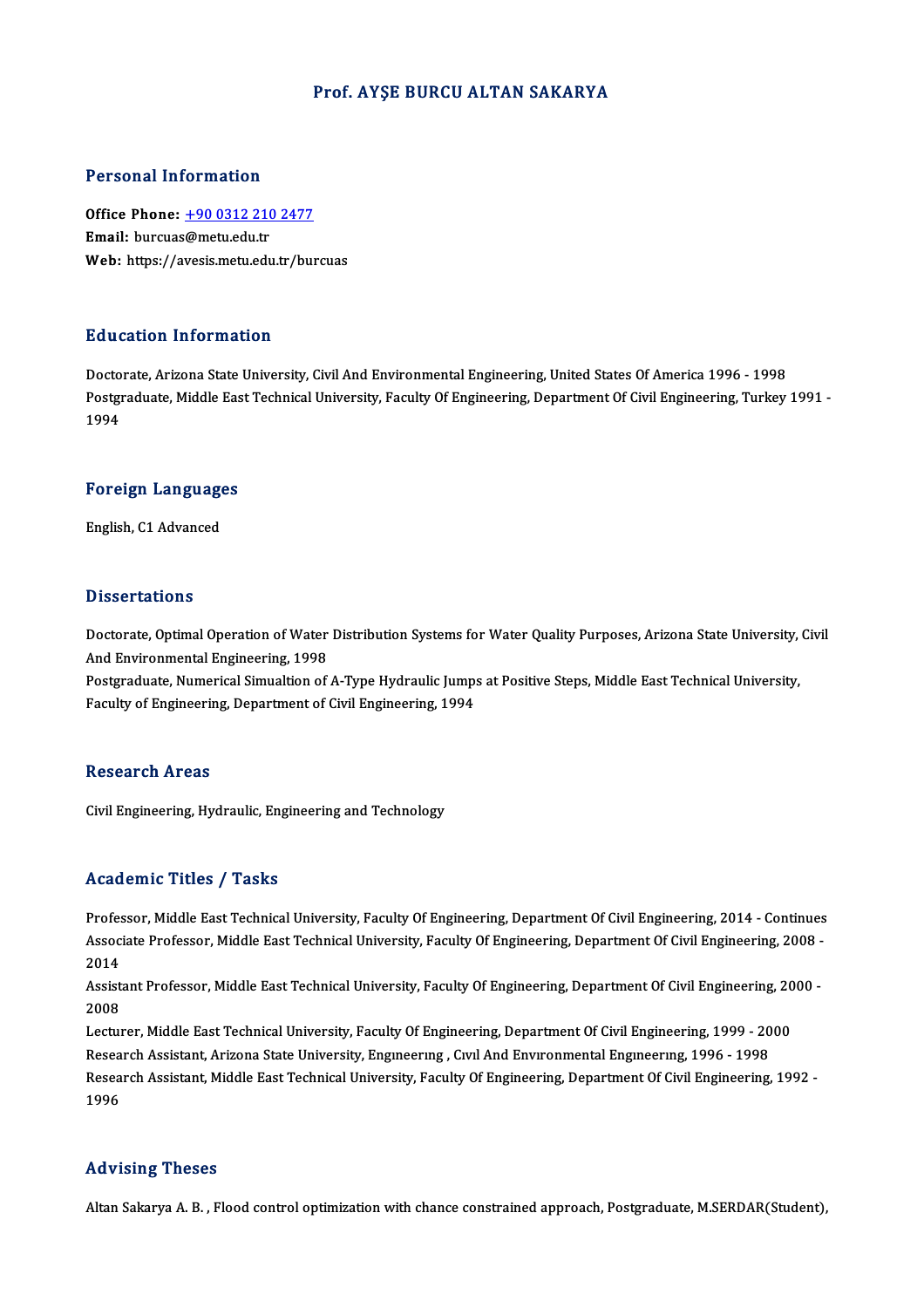# Prof. AYŞE BURCU ALTAN SAKARYA

## Personal Information

**Office Phone:** +90 0312 210 2477
**Email:** burcuas@metu.edu.tr
**Web:** https://avesis.metu.edu.tr/burcuas

## Education Information

Doctorate, Arizona State University, Civil And Environmental Engineering, United States Of America 1996 - 1998
Postgraduate, Middle East Technical University, Faculty Of Engineering, Department Of Civil Engineering, Turkey 1991 - 1994

## Foreign Languages

English, C1 Advanced

## Dissertations

Doctorate, Optimal Operation of Water Distribution Systems for Water Quality Purposes, Arizona State University, Civil And Environmental Engineering, 1998
Postgraduate, Numerical Simualtion of A-Type Hydraulic Jumps at Positive Steps, Middle East Technical University, Faculty of Engineering, Department of Civil Engineering, 1994

## Research Areas

Civil Engineering, Hydraulic, Engineering and Technology

## Academic Titles / Tasks

Professor, Middle East Technical University, Faculty Of Engineering, Department Of Civil Engineering, 2014 - Continues
Associate Professor, Middle East Technical University, Faculty Of Engineering, Department Of Civil Engineering, 2008 - 2014
Assistant Professor, Middle East Technical University, Faculty Of Engineering, Department Of Civil Engineering, 2000 - 2008
Lecturer, Middle East Technical University, Faculty Of Engineering, Department Of Civil Engineering, 1999 - 2000
Research Assistant, Arizona State University, Engıneerıng , Cıvıl And Envıronmental Engıneerıng, 1996 - 1998
Research Assistant, Middle East Technical University, Faculty Of Engineering, Department Of Civil Engineering, 1992 - 1996

## Advising Theses

Altan Sakarya A. B. , Flood control optimization with chance constrained approach, Postgraduate, M.SERDAR(Student),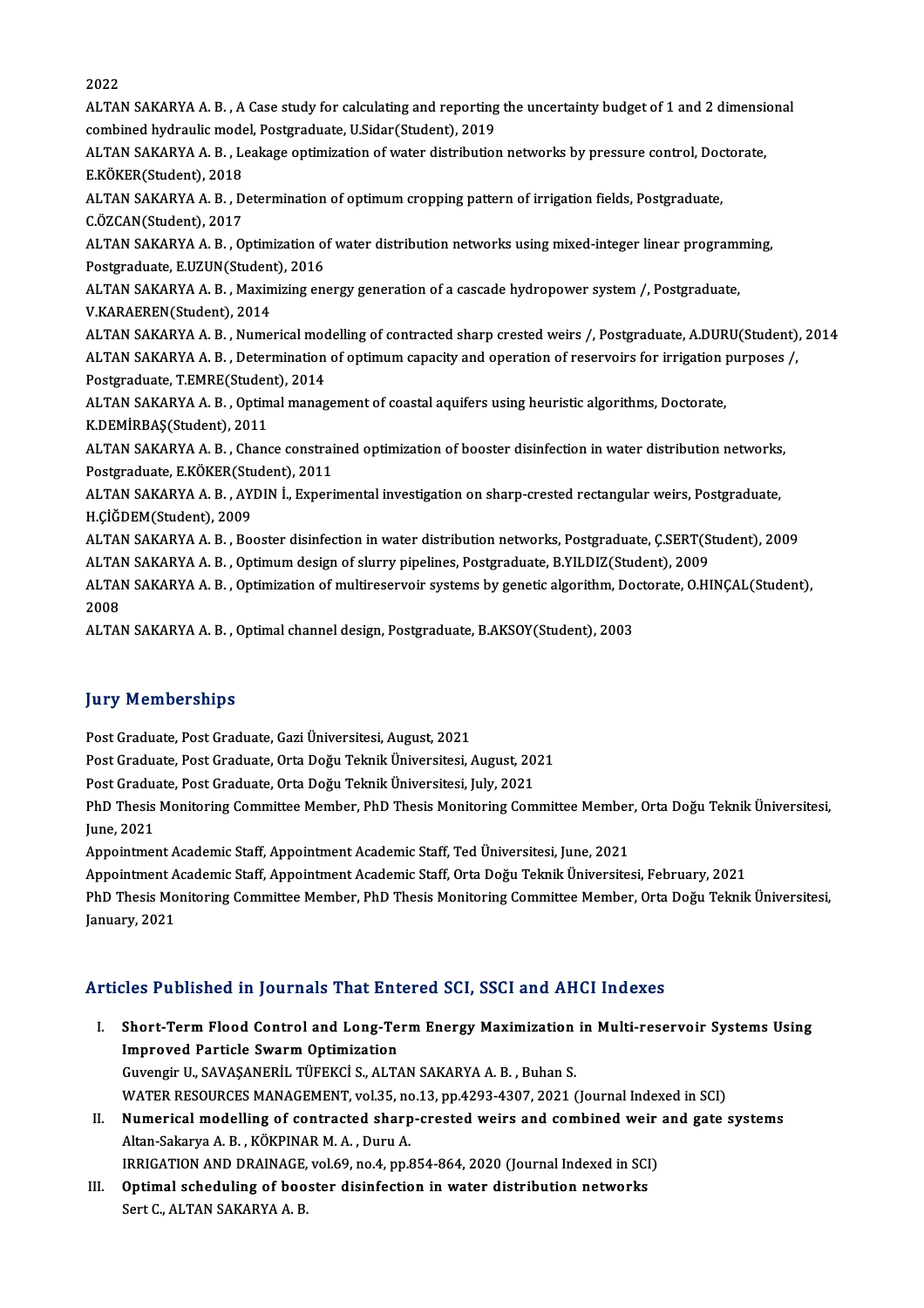2022

ALTAN SAKARYA A. B. , A Case study for calculating and reporting the uncertainty budget of 1 and 2 dimensional combined hydraulic model, Postgraduate, U.Sidar(Student), 2019

ALTAN SAKARYA A. B. , Leakage optimization of water distribution networks by pressure control, Doctorate, E.KÖKER(Student), 2018

ALTAN SAKARYA A. B. , Determination of optimum cropping pattern of irrigation fields, Postgraduate, C.ÖZCAN(Student), 2017

ALTAN SAKARYA A. B. , Optimization of water distribution networks using mixed-integer linear programming, Postgraduate, E.UZUN(Student), 2016

ALTAN SAKARYA A. B. , Maximizing energy generation of a cascade hydropower system /, Postgraduate, V.KARAEREN(Student), 2014

ALTAN SAKARYA A. B. , Numerical modelling of contracted sharp crested weirs /, Postgraduate, A.DURU(Student), 2014

ALTAN SAKARYA A. B. , Determination of optimum capacity and operation of reservoirs for irrigation purposes /, Postgraduate, T.EMRE(Student), 2014

ALTAN SAKARYA A. B. , Optimal management of coastal aquifers using heuristic algorithms, Doctorate, K.DEMİRBAŞ(Student), 2011

ALTAN SAKARYA A. B. , Chance constrained optimization of booster disinfection in water distribution networks, Postgraduate, E.KÖKER(Student), 2011

ALTAN SAKARYA A. B. , AYDIN İ., Experimental investigation on sharp-crested rectangular weirs, Postgraduate, H.ÇİĞDEM(Student), 2009

ALTAN SAKARYA A. B. , Booster disinfection in water distribution networks, Postgraduate, Ç.SERT(Student), 2009

ALTAN SAKARYA A. B. , Optimum design of slurry pipelines, Postgraduate, B.YILDIZ(Student), 2009

ALTAN SAKARYA A. B. , Optimization of multireservoir systems by genetic algorithm, Doctorate, O.HINÇAL(Student), 2008

ALTAN SAKARYA A. B. , Optimal channel design, Postgraduate, B.AKSOY(Student), 2003

## Jury Memberships

Post Graduate, Post Graduate, Gazi Üniversitesi, August, 2021

Post Graduate, Post Graduate, Orta Doğu Teknik Üniversitesi, August, 2021

Post Graduate, Post Graduate, Orta Doğu Teknik Üniversitesi, July, 2021

PhD Thesis Monitoring Committee Member, PhD Thesis Monitoring Committee Member, Orta Doğu Teknik Üniversitesi, June, 2021

Appointment Academic Staff, Appointment Academic Staff, Ted Üniversitesi, June, 2021

Appointment Academic Staff, Appointment Academic Staff, Orta Doğu Teknik Üniversitesi, February, 2021

PhD Thesis Monitoring Committee Member, PhD Thesis Monitoring Committee Member, Orta Doğu Teknik Üniversitesi, January, 2021

## Articles Published in Journals That Entered SCI, SSCI and AHCI Indexes

I. **Short-Term Flood Control and Long-Term Energy Maximization in Multi-reservoir Systems Using Improved Particle Swarm Optimization**
Guvengir U., SAVAŞANERİL TÜFEKCİ S., ALTAN SAKARYA A. B. , Buhan S.
WATER RESOURCES MANAGEMENT, vol.35, no.13, pp.4293-4307, 2021 (Journal Indexed in SCI)

II. **Numerical modelling of contracted sharp-crested weirs and combined weir and gate systems**
Altan-Sakarya A. B. , KÖKPINAR M. A. , Duru A.
IRRIGATION AND DRAINAGE, vol.69, no.4, pp.854-864, 2020 (Journal Indexed in SCI)

III. **Optimal scheduling of booster disinfection in water distribution networks**
Sert C., ALTAN SAKARYA A. B.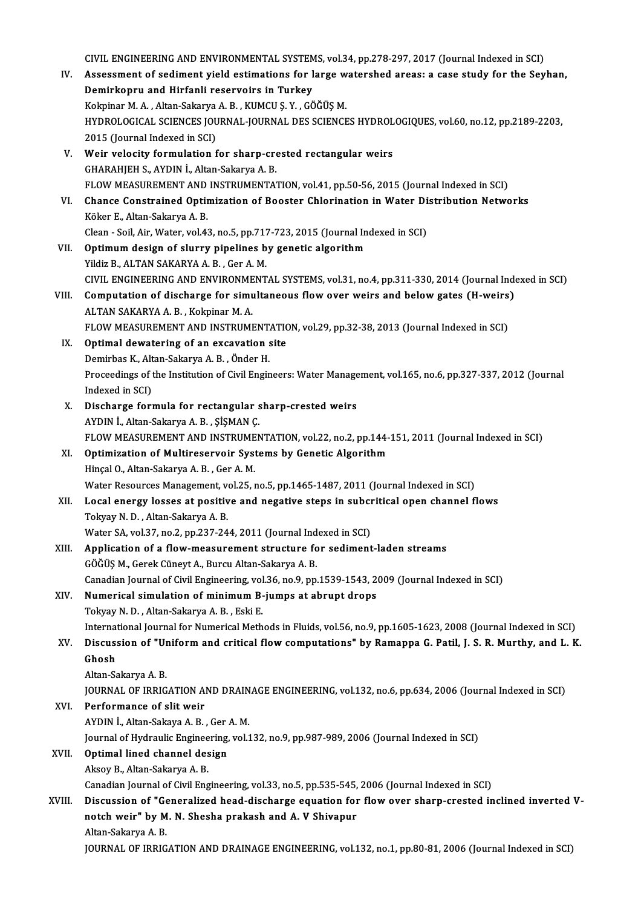CIVIL ENGINEERING AND ENVIRONMENTAL SYSTEMS, vol.34, pp.278-297, 2017 (Journal Indexed in SCI)

IV. **Assessment of sediment yield estimations for large watershed areas: a case study for the Seyhan, Demirkopru and Hirfanli reservoirs in Turkey**
Kokpinar M. A. , Altan-Sakarya A. B. , KUMCU Ş. Y. , GÖĞÜŞ M.
HYDROLOGICAL SCIENCES JOURNAL-JOURNAL DES SCIENCES HYDROLOGIQUES, vol.60, no.12, pp.2189-2203, 2015 (Journal Indexed in SCI)

V. **Weir velocity formulation for sharp-crested rectangular weirs**
GHARAHJEH S., AYDIN İ., Altan-Sakarya A. B.
FLOW MEASUREMENT AND INSTRUMENTATION, vol.41, pp.50-56, 2015 (Journal Indexed in SCI)

VI. **Chance Constrained Optimization of Booster Chlorination in Water Distribution Networks**
Köker E., Altan-Sakarya A. B.
Clean - Soil, Air, Water, vol.43, no.5, pp.717-723, 2015 (Journal Indexed in SCI)

VII. **Optimum design of slurry pipelines by genetic algorithm**
Yildiz B., ALTAN SAKARYA A. B. , Ger A. M.
CIVIL ENGINEERING AND ENVIRONMENTAL SYSTEMS, vol.31, no.4, pp.311-330, 2014 (Journal Indexed in SCI)

VIII. **Computation of discharge for simultaneous flow over weirs and below gates (H-weirs)**
ALTAN SAKARYA A. B. , Kokpinar M. A.
FLOW MEASUREMENT AND INSTRUMENTATION, vol.29, pp.32-38, 2013 (Journal Indexed in SCI)

IX. **Optimal dewatering of an excavation site**
Demirbas K., Altan-Sakarya A. B. , Önder H.
Proceedings of the Institution of Civil Engineers: Water Management, vol.165, no.6, pp.327-337, 2012 (Journal Indexed in SCI)

X. **Discharge formula for rectangular sharp-crested weirs**
AYDIN İ., Altan-Sakarya A. B. , ŞİŞMAN Ç.
FLOW MEASUREMENT AND INSTRUMENTATION, vol.22, no.2, pp.144-151, 2011 (Journal Indexed in SCI)

XI. **Optimization of Multireservoir Systems by Genetic Algorithm**
Hinçal O., Altan-Sakarya A. B. , Ger A. M.
Water Resources Management, vol.25, no.5, pp.1465-1487, 2011 (Journal Indexed in SCI)

XII. **Local energy losses at positive and negative steps in subcritical open channel flows**
Tokyay N. D. , Altan-Sakarya A. B.
Water SA, vol.37, no.2, pp.237-244, 2011 (Journal Indexed in SCI)

XIII. **Application of a flow-measurement structure for sediment-laden streams**
GÖĞÜŞ M., Gerek Cüneyt A., Burcu Altan-Sakarya A. B.
Canadian Journal of Civil Engineering, vol.36, no.9, pp.1539-1543, 2009 (Journal Indexed in SCI)

XIV. **Numerical simulation of minimum B-jumps at abrupt drops**
Tokyay N. D. , Altan-Sakarya A. B. , Eski E.
International Journal for Numerical Methods in Fluids, vol.56, no.9, pp.1605-1623, 2008 (Journal Indexed in SCI)

XV. **Discussion of "Uniform and critical flow computations" by Ramappa G. Patil, J. S. R. Murthy, and L. K. Ghosh**
Altan-Sakarya A. B.
JOURNAL OF IRRIGATION AND DRAINAGE ENGINEERING, vol.132, no.6, pp.634, 2006 (Journal Indexed in SCI)

XVI. **Performance of slit weir**
AYDIN İ., Altan-Sakaya A. B. , Ger A. M.
Journal of Hydraulic Engineering, vol.132, no.9, pp.987-989, 2006 (Journal Indexed in SCI)

XVII. **Optimal lined channel design**
Aksoy B., Altan-Sakarya A. B.
Canadian Journal of Civil Engineering, vol.33, no.5, pp.535-545, 2006 (Journal Indexed in SCI)

XVIII. **Discussion of "Generalized head-discharge equation for flow over sharp-crested inclined inverted V-notch weir" by M. N. Shesha prakash and A. V Shivapur**
Altan-Sakarya A. B.
JOURNAL OF IRRIGATION AND DRAINAGE ENGINEERING, vol.132, no.1, pp.80-81, 2006 (Journal Indexed in SCI)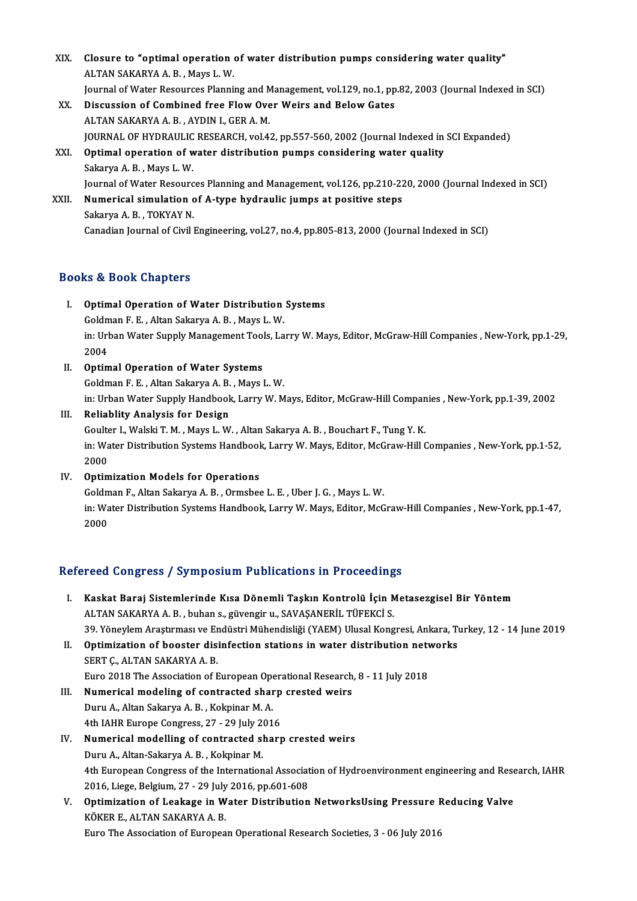XIX. **Closure to "optimal operation of water distribution pumps considering water quality"**
ALTAN SAKARYA A. B. , Mays L. W.
Journal of Water Resources Planning and Management, vol.129, no.1, pp.82, 2003 (Journal Indexed in SCI)

XX. **Discussion of Combined free Flow Over Weirs and Below Gates**
ALTAN SAKARYA A. B. , AYDIN I., GER A. M.
JOURNAL OF HYDRAULIC RESEARCH, vol.42, pp.557-560, 2002 (Journal Indexed in SCI Expanded)

XXI. **Optimal operation of water distribution pumps considering water quality**
Sakarya A. B. , Mays L. W.
Journal of Water Resources Planning and Management, vol.126, pp.210-220, 2000 (Journal Indexed in SCI)

XXII. **Numerical simulation of A-type hydraulic jumps at positive steps**
Sakarya A. B. , TOKYAY N.
Canadian Journal of Civil Engineering, vol.27, no.4, pp.805-813, 2000 (Journal Indexed in SCI)

## Books & Book Chapters

I. **Optimal Operation of Water Distribution Systems**
Goldman F. E. , Altan Sakarya A. B. , Mays L. W.
in: Urban Water Supply Management Tools, Larry W. Mays, Editor, McGraw-Hill Companies , New-York, pp.1-29, 2004

II. **Optimal Operation of Water Systems**
Goldman F. E. , Altan Sakarya A. B. , Mays L. W.
in: Urban Water Supply Handbook, Larry W. Mays, Editor, McGraw-Hill Companies , New-York, pp.1-39, 2002

III. **Reliablity Analysis for Design**
Goulter I., Walski T. M. , Mays L. W. , Altan Sakarya A. B. , Bouchart F., Tung Y. K.
in: Water Distribution Systems Handbook, Larry W. Mays, Editor, McGraw-Hill Companies , New-York, pp.1-52, 2000

IV. **Optimization Models for Operations**
Goldman F., Altan Sakarya A. B. , Ormsbee L. E. , Uber J. G. , Mays L. W.
in: Water Distribution Systems Handbook, Larry W. Mays, Editor, McGraw-Hill Companies , New-York, pp.1-47, 2000

## Refereed Congress / Symposium Publications in Proceedings

I. **Kaskat Baraj Sistemlerinde Kısa Dönemli Taşkın Kontrolü İçin Metasezgisel Bir Yöntem**
ALTAN SAKARYA A. B. , buhan s., güvengir u., SAVAŞANERİL TÜFEKCİ S.
39. Yöneylem Araştırması ve Endüstri Mühendisliği (YAEM) Ulusal Kongresi, Ankara, Turkey, 12 - 14 June 2019

II. **Optimization of booster disinfection stations in water distribution networks**
SERT Ç., ALTAN SAKARYA A. B.
Euro 2018 The Association of European Operational Research, 8 - 11 July 2018

III. **Numerical modeling of contracted sharp crested weirs**
Duru A., Altan Sakarya A. B. , Kokpinar M. A.
4th IAHR Europe Congress, 27 - 29 July 2016

IV. **Numerical modelling of contracted sharp crested weirs**
Duru A., Altan-Sakarya A. B. , Kokpinar M.
4th European Congress of the International Association of Hydroenvironment engineering and Research, IAHR 2016, Liege, Belgium, 27 - 29 July 2016, pp.601-608

V. **Optimization of Leakage in Water Distribution NetworksUsing Pressure Reducing Valve**
KÖKER E., ALTAN SAKARYA A. B.
Euro The Association of European Operational Research Societies, 3 - 06 July 2016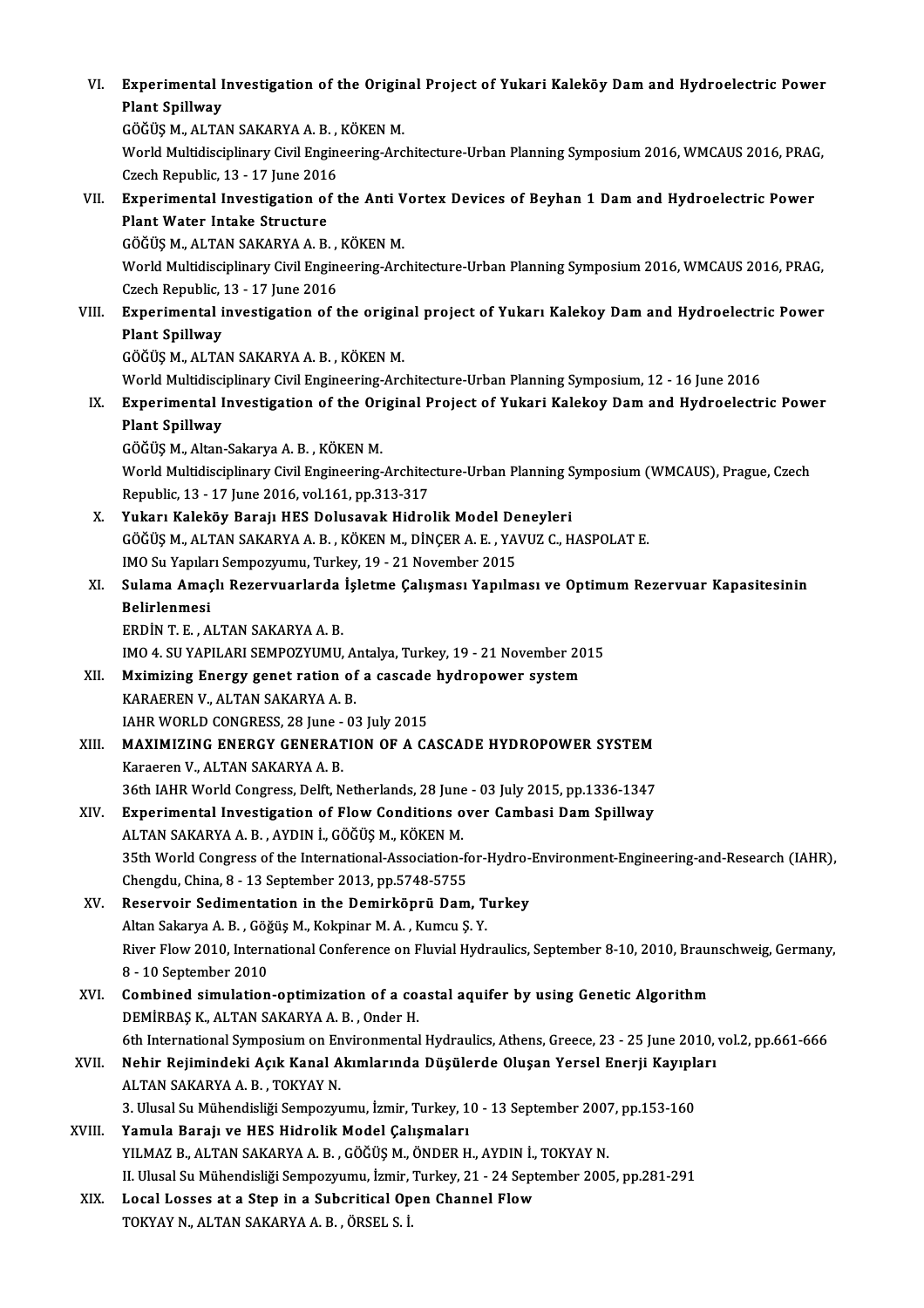VI. **Experimental Investigation of the Original Project of Yukari Kaleköy Dam and Hydroelectric Power Plant Spillway**
GÖĞÜŞ M., ALTAN SAKARYA A. B. , KÖKEN M.
World Multidisciplinary Civil Engineering-Architecture-Urban Planning Symposium 2016, WMCAUS 2016, PRAG, Czech Republic, 13 - 17 June 2016

VII. **Experimental Investigation of the Anti Vortex Devices of Beyhan 1 Dam and Hydroelectric Power Plant Water Intake Structure**
GÖĞÜŞ M., ALTAN SAKARYA A. B. , KÖKEN M.
World Multidisciplinary Civil Engineering-Architecture-Urban Planning Symposium 2016, WMCAUS 2016, PRAG, Czech Republic, 13 - 17 June 2016

VIII. **Experimental investigation of the original project of Yukarı Kalekoy Dam and Hydroelectric Power Plant Spillway**
GÖĞÜŞ M., ALTAN SAKARYA A. B. , KÖKEN M.
World Multidisciplinary Civil Engineering-Architecture-Urban Planning Symposium, 12 - 16 June 2016

IX. **Experimental Investigation of the Original Project of Yukari Kalekoy Dam and Hydroelectric Power Plant Spillway**
GÖĞÜŞ M., Altan-Sakarya A. B. , KÖKEN M.
World Multidisciplinary Civil Engineering-Architecture-Urban Planning Symposium (WMCAUS), Prague, Czech Republic, 13 - 17 June 2016, vol.161, pp.313-317

X. **Yukarı Kaleköy Barajı HES Dolusavak Hidrolik Model Deneyleri**
GÖĞÜŞ M., ALTAN SAKARYA A. B. , KÖKEN M., DİNÇER A. E. , YAVUZ C., HASPOLAT E.
IMO Su Yapıları Sempozyumu, Turkey, 19 - 21 November 2015

XI. **Sulama Amaçlı Rezervuarlarda İşletme Çalışması Yapılması ve Optimum Rezervuar Kapasitesinin Belirlenmesi**
ERDİN T. E. , ALTAN SAKARYA A. B.
IMO 4. SU YAPILARI SEMPOZYUMU, Antalya, Turkey, 19 - 21 November 2015

XII. **Mximizing Energy genet ration of a cascade hydropower system**
KARAEREN V., ALTAN SAKARYA A. B.
IAHR WORLD CONGRESS, 28 June - 03 July 2015

XIII. **MAXIMIZING ENERGY GENERATION OF A CASCADE HYDROPOWER SYSTEM**
Karaeren V., ALTAN SAKARYA A. B.
36th IAHR World Congress, Delft, Netherlands, 28 June - 03 July 2015, pp.1336-1347

XIV. **Experimental Investigation of Flow Conditions over Cambasi Dam Spillway**
ALTAN SAKARYA A. B. , AYDIN İ., GÖĞÜŞ M., KÖKEN M.
35th World Congress of the International-Association-for-Hydro-Environment-Engineering-and-Research (IAHR), Chengdu, China, 8 - 13 September 2013, pp.5748-5755

XV. **Reservoir Sedimentation in the Demirköprü Dam, Turkey**
Altan Sakarya A. B. , Göğüş M., Kokpinar M. A. , Kumcu Ş. Y.
River Flow 2010, International Conference on Fluvial Hydraulics, September 8-10, 2010, Braunschweig, Germany, 8 - 10 September 2010

XVI. **Combined simulation-optimization of a coastal aquifer by using Genetic Algorithm**
DEMİRBAŞ K., ALTAN SAKARYA A. B. , Onder H.
6th International Symposium on Environmental Hydraulics, Athens, Greece, 23 - 25 June 2010, vol.2, pp.661-666

XVII. **Nehir Rejimindeki Açık Kanal Akımlarında Düşülerde Oluşan Yersel Enerji Kayıpları**
ALTAN SAKARYA A. B. , TOKYAY N.
3. Ulusal Su Mühendisliği Sempozyumu, İzmir, Turkey, 10 - 13 September 2007, pp.153-160

XVIII. **Yamula Barajı ve HES Hidrolik Model Çalışmaları**
YILMAZ B., ALTAN SAKARYA A. B. , GÖĞÜŞ M., ÖNDER H., AYDIN İ., TOKYAY N.
II. Ulusal Su Mühendisliği Sempozyumu, İzmir, Turkey, 21 - 24 September 2005, pp.281-291

XIX. **Local Losses at a Step in a Subcritical Open Channel Flow**
TOKYAY N., ALTAN SAKARYA A. B. , ÖRSEL S. İ.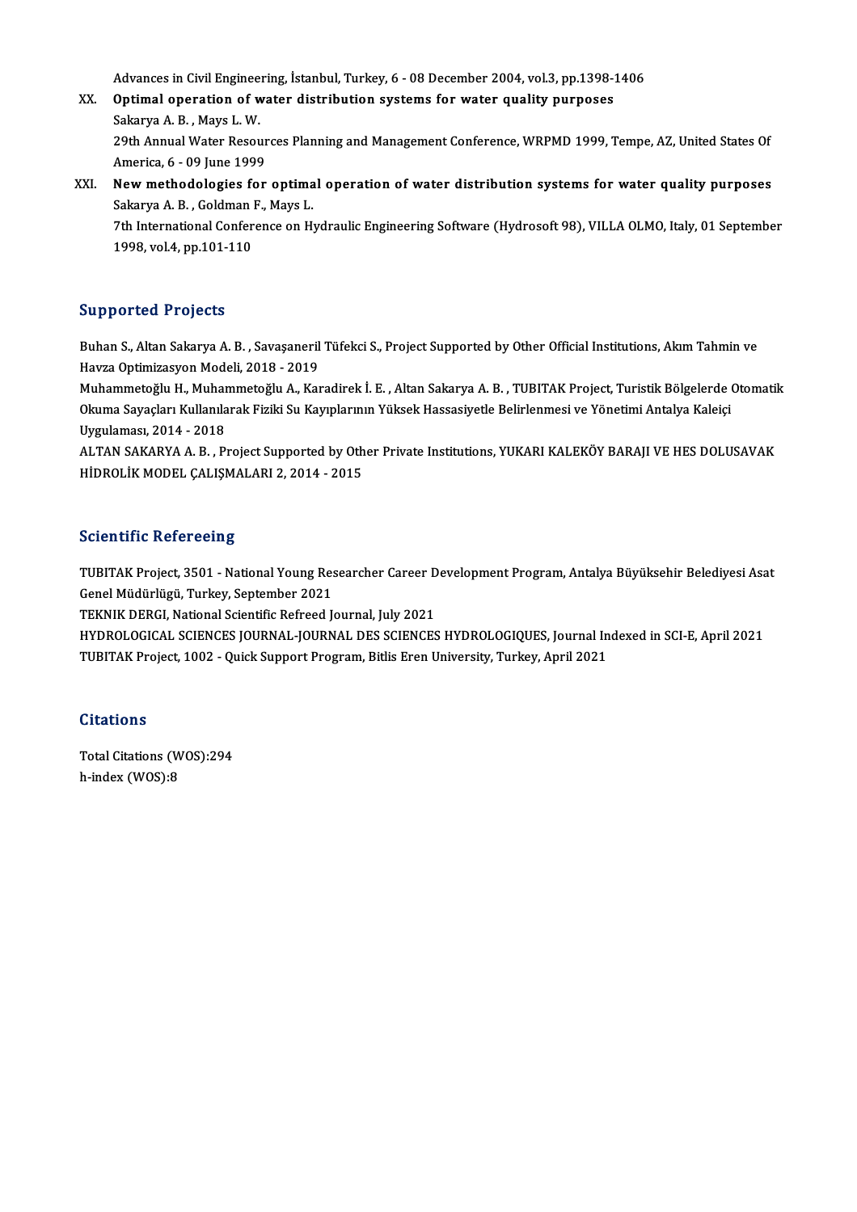Advances in Civil Engineering, İstanbul, Turkey, 6 - 08 December 2004, vol.3, pp.1398-1406

XX. **Optimal operation of water distribution systems for water quality purposes**
Sakarya A. B. , Mays L. W.
29th Annual Water Resources Planning and Management Conference, WRPMD 1999, Tempe, AZ, United States Of America, 6 - 09 June 1999

XXI. **New methodologies for optimal operation of water distribution systems for water quality purposes**
Sakarya A. B. , Goldman F., Mays L.
7th International Conference on Hydraulic Engineering Software (Hydrosoft 98), VILLA OLMO, Italy, 01 September 1998, vol.4, pp.101-110

## Supported Projects

Buhan S., Altan Sakarya A. B. , Savaşaneril Tüfekci S., Project Supported by Other Official Institutions, Akım Tahmin ve Havza Optimizasyon Modeli, 2018 - 2019

Muhammetoğlu H., Muhammetoğlu A., Karadirek İ. E. , Altan Sakarya A. B. , TUBITAK Project, Turistik Bölgelerde Otomatik Okuma Sayaçları Kullanılarak Fiziki Su Kayıplarının Yüksek Hassasiyetle Belirlenmesi ve Yönetimi Antalya Kaleiçi Uygulaması, 2014 - 2018

ALTAN SAKARYA A. B. , Project Supported by Other Private Institutions, YUKARI KALEKÖY BARAJI VE HES DOLUSAVAK HİDROLİK MODEL ÇALIŞMALARI 2, 2014 - 2015

## Scientific Refereeing

TUBITAK Project, 3501 - National Young Researcher Career Development Program, Antalya Büyükşehir Belediyesi Asat Genel Müdürlügü, Turkey, September 2021

TEKNIK DERGI, National Scientific Refreed Journal, July 2021

HYDROLOGICAL SCIENCES JOURNAL-JOURNAL DES SCIENCES HYDROLOGIQUES, Journal Indexed in SCI-E, April 2021

TUBITAK Project, 1002 - Quick Support Program, Bitlis Eren University, Turkey, April 2021

## Citations

Total Citations (WOS):294
h-index (WOS):8